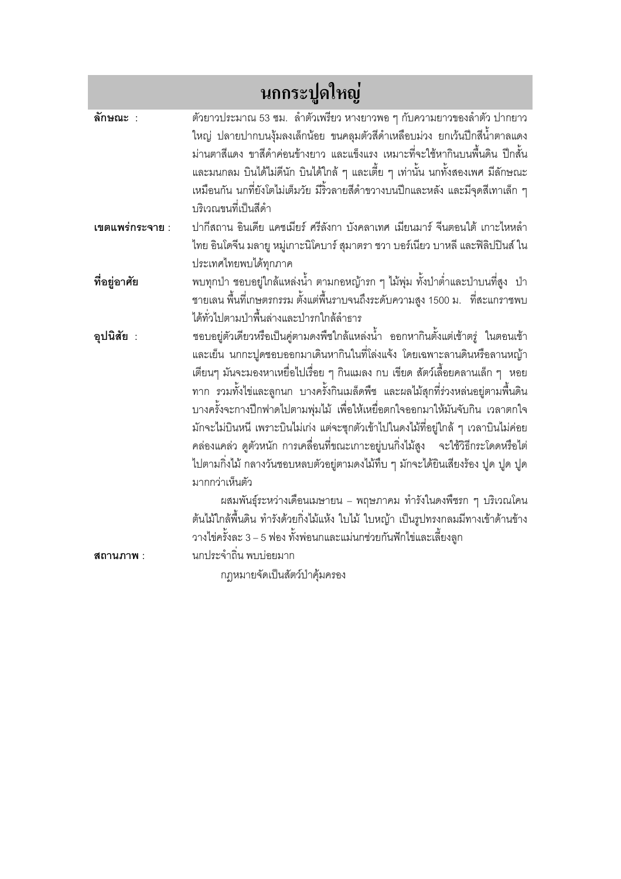# นกกระปูดใหญ่

**ลักษณะ** : ตัวยาวประมาณ 53 ซม. ลำตัวเพรียว หางยาวพอ ๆ กับความยาวของลำตัว ปากยาวใหญ่ ปลายปากบนงุ้มลงเล็กน้อย ขนคลุมตัวสีดำเหลือบม่วง ยกเว้นปีกสีน้ำตาลแดง ม่านตาสีแดง ขาสีดำค่อนข้างยาว และแข็งแรง เหมาะที่จะใช้หากินบนพื้นดิน ปีกสั้นและมนกลม บินได้ไม่ดีนัก บินได้ใกล้ ๆ และเตี้ย ๆ เท่านั้น นกทั้งสองเพศ มีลักษณะเหมือนกัน นกที่ยังโตไม่เต็มวัย มีริ้วลายสีดำขวางบนปีกและหลัง และมีจุดสีเทาเล็ก ๆ บริเวณขนที่เป็นสีดำ

**เขตแพร่กระจาย** : ปากีสถาน อินเดีย แคชเมียร์ ศรีลังกา บังคลาเทศ เมียนมาร์ จีนตอนใต้ เกาะไหหลำ ไทย อินโดจีน มลายู หมู่เกาะนิโคบาร์ สุมาตรา ชวา บอร์เนียว บาหลี และฟิลิปปินส์ ในประเทศไทยพบได้ทุกภาค

**ที่อยู่อาศัย** พบทุกป่า ชอบอยู่ใกล้แหล่งน้ำ ตามกอหญ้ารก ๆ ไม้พุ่ม ทั้งป่าต่ำและป่าบนที่สูง ป่าชายเลน พื้นที่เกษตรกรรม ตั้งแต่พื้นราบจนถึงระดับความสูง 1500 ม. ที่สะแกราชพบได้ทั่วไปตามป่าพื้นล่างและป่ารกใกล้ลำธาร

**อุปนิสัย** : ชอบอยู่ตัวเดียวหรือเป็นคู่ตามดงพืชใกล้แหล่งน้ำ ออกหากินตั้งแต่เช้าตรู่ ในตอนเช้าและเย็น นกกะปูดชอบออกมาเดินหากินในที่โล่งแจ้ง โดยเฉพาะลานดินหรือลานหญ้าเตียนๆ มันจะมองหาเหยื่อไปเรื่อย ๆ กินแมลง กบ เขียด สัตว์เลื้อยคลานเล็ก ๆ หอยทาก รวมทั้งไข่และลูกนก บางครั้งกินเมล็ดพืช และผลไม้สุกที่ร่วงหล่นอยู่ตามพื้นดิน บางครั้งจะกางปีกฟาดไปตามพุ่มไม้ เพื่อให้เหยื่อตกใจออกมาให้มันจับกิน เวลาตกใจมักจะไม่บินหนี เพราะบินไม่เก่ง แต่จะซุกตัวเข้าไปในดงไม้ที่อยู่ใกล้ ๆ เวลาบินไม่ค่อยคล่องแคล่ว ดูตัวหนัก การเคลื่อนที่ขณะเกาะอยู่บนกิ่งไม้สูง จะใช้วิธีกระโดดหรือไต่ไปตามกิ่งไม้ กลางวันชอบหลบตัวอยู่ตามดงไม้ทึบ ๆ มักจะได้ยินเสียงร้อง ปูด ปูด ปูด มากกว่าเห็นตัว

ผสมพันธุ์ระหว่างเดือนเมษายน – พฤษภาคม ทำรังในดงพืชรก ๆ บริเวณโคนต้นไม้ใกล้พื้นดิน ทำรังด้วยกิ่งไม้แห้ง ใบไม้ ใบหญ้า เป็นรูปทรงกลมมีทางเข้าด้านข้าง วางไข่ครั้งละ 3 – 5 ฟอง ทั้งพ่อนกและแม่นกช่วยกันฟักไข่และเลี้ยงลูก

**สถานภาพ** : นกประจำถิ่น พบบ่อยมาก

กฎหมายจัดเป็นสัตว์ป่าคุ้มครอง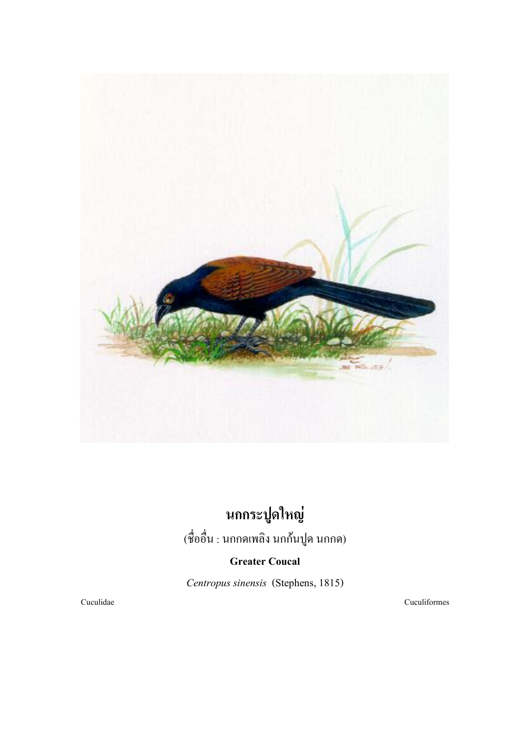# นกกระปูดใหญ่

(ชื่ออื่น : นกกดเพลิง นกก้นปูด นกกด)

**Greater Coucal**

*Centropus sinensis* (Stephens, 1815)

Cuculidae

Cuculiformes